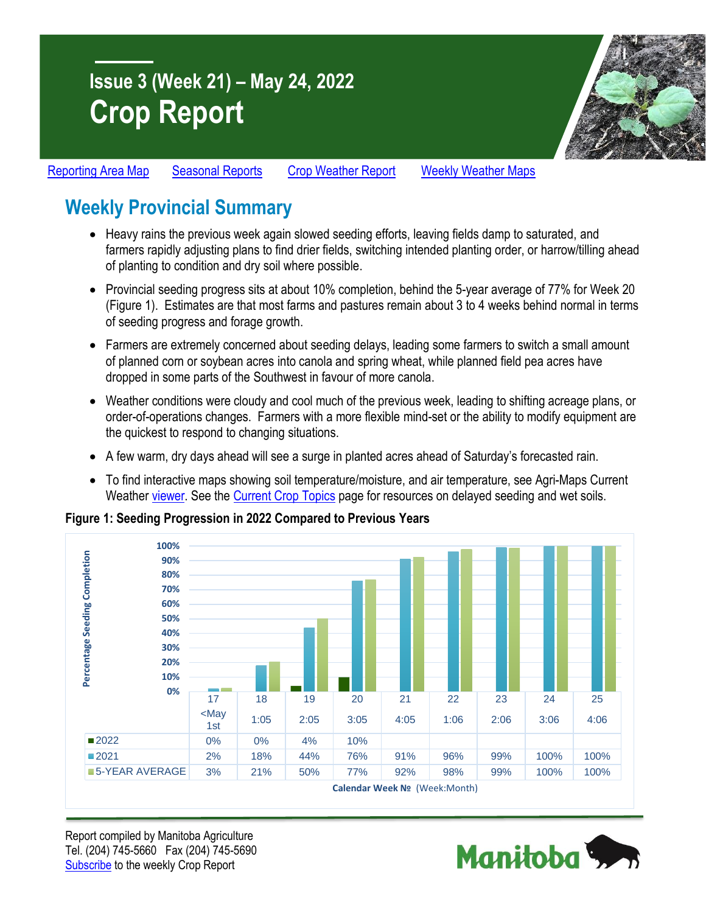# Issue 3 (Week 21) – May 24, 2022

# Crop Report

[Reporting Area Map](#) [Seasonal Reports](#) [Crop Weather Report](#) [Weekly Weather Maps](#)

## Weekly Provincial Summary

- Heavy rains the previous week again slowed seeding efforts, leaving fields damp to saturated, and farmers rapidly adjusting plans to find drier fields, switching intended planting order, or harrow/tilling ahead of planting to condition and dry soil where possible.
- Provincial seeding progress sits at about 10% completion, behind the 5-year average of 77% for Week 20 (Figure 1). Estimates are that most farms and pastures remain about 3 to 4 weeks behind normal in terms of seeding progress and forage growth.
- Farmers are extremely concerned about seeding delays, leading some farmers to switch a small amount of planned corn or soybean acres into canola and spring wheat, while planned field pea acres have dropped in some parts of the Southwest in favour of more canola.
- Weather conditions were cloudy and cool much of the previous week, leading to shifting acreage plans, or order-of-operations changes. Farmers with a more flexible mind-set or the ability to modify equipment are the quickest to respond to changing situations.
- A few warm, dry days ahead will see a surge in planted acres ahead of Saturday's forecasted rain.
- To find interactive maps showing soil temperature/moisture, and air temperature, see Agri-Maps Current Weather [viewer](#). See the [Current Crop Topics](#) page for resources on delayed seeding and wet soils.

**Figure 1: Seeding Progression in 2022 Compared to Previous Years**

Percentage Seeding Completion by Calendar Week № (Week:Month)

| | 17 <May 1st | 18 1:05 | 19 2:05 | 20 3:05 | 21 4:05 | 22 1:06 | 23 2:06 | 24 3:06 | 25 4:06 |
|---|---|---|---|---|---|---|---|---|---|
| 2022 | 0% | 0% | 4% | 10% | | | | | |
| 2021 | 2% | 18% | 44% | 76% | 91% | 96% | 99% | 100% | 100% |
| 5-YEAR AVERAGE | 3% | 21% | 50% | 77% | 92% | 98% | 99% | 100% | 100% |

Report compiled by Manitoba Agriculture
Tel. (204) 745-5660 Fax (204) 745-5690
[Subscribe](#) to the weekly Crop Report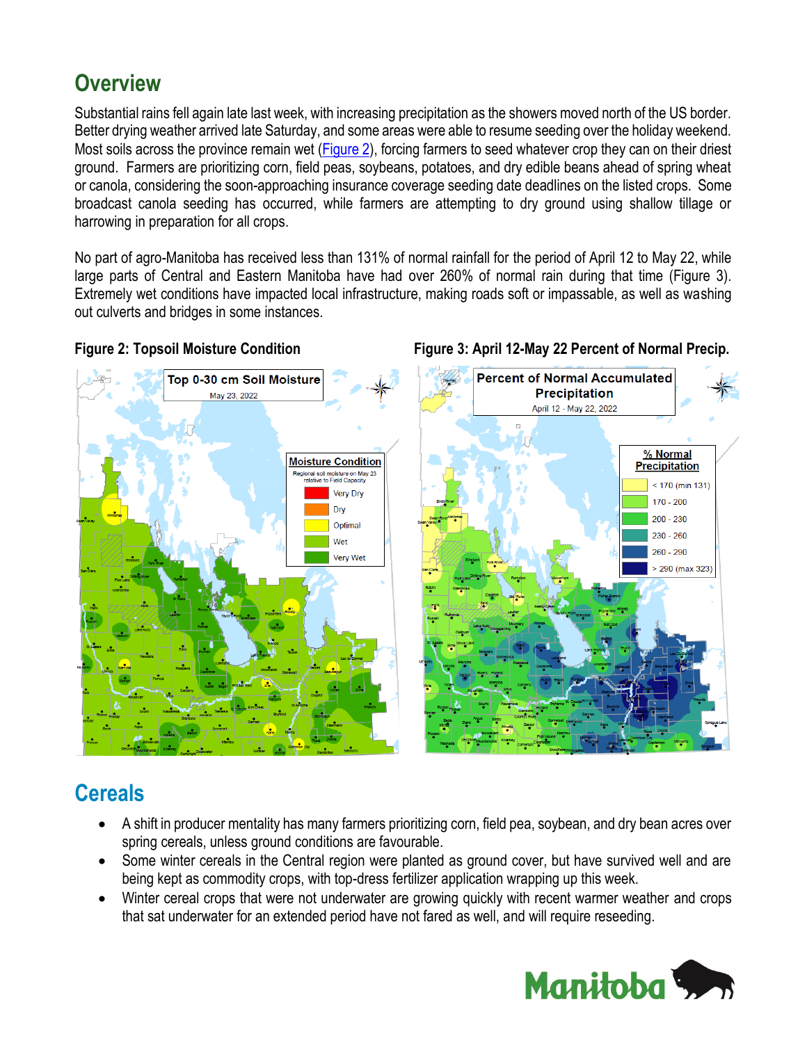## Overview

Substantial rains fell again late last week, with increasing precipitation as the showers moved north of the US border. Better drying weather arrived late Saturday, and some areas were able to resume seeding over the holiday weekend. Most soils across the province remain wet (Figure 2), forcing farmers to seed whatever crop they can on their driest ground. Farmers are prioritizing corn, field peas, soybeans, potatoes, and dry edible beans ahead of spring wheat or canola, considering the soon-approaching insurance coverage seeding date deadlines on the listed crops. Some broadcast canola seeding has occurred, while farmers are attempting to dry ground using shallow tillage or harrowing in preparation for all crops.

No part of agro-Manitoba has received less than 131% of normal rainfall for the period of April 12 to May 22, while large parts of Central and Eastern Manitoba have had over 260% of normal rain during that time (Figure 3). Extremely wet conditions have impacted local infrastructure, making roads soft or impassable, as well as washing out culverts and bridges in some instances.

**Figure 2: Topsoil Moisture Condition**

**Figure 3: April 12-May 22 Percent of Normal Precip.**

## Cereals

- A shift in producer mentality has many farmers prioritizing corn, field pea, soybean, and dry bean acres over spring cereals, unless ground conditions are favourable.
- Some winter cereals in the Central region were planted as ground cover, but have survived well and are being kept as commodity crops, with top-dress fertilizer application wrapping up this week.
- Winter cereal crops that were not underwater are growing quickly with recent warmer weather and crops that sat underwater for an extended period have not fared as well, and will require reseeding.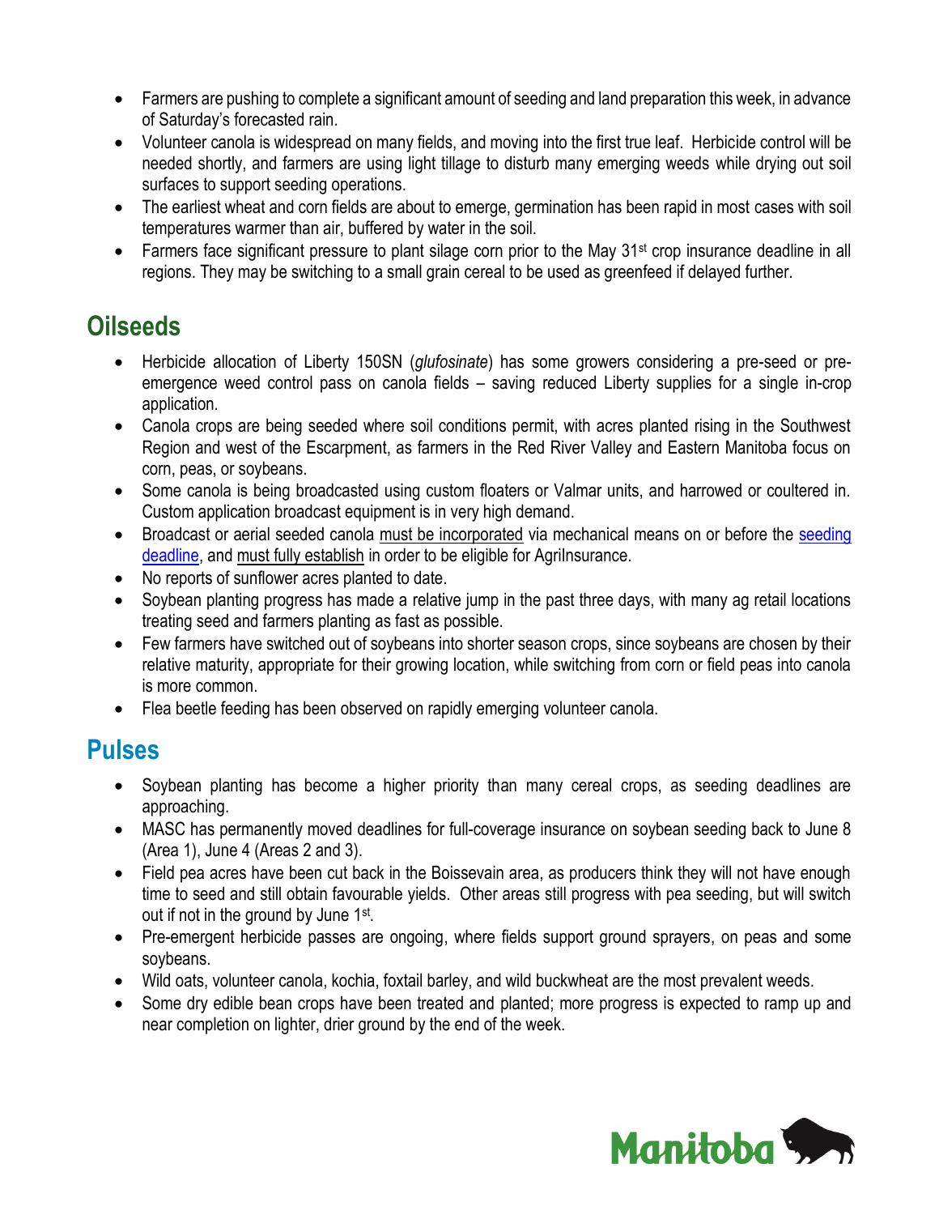- Farmers are pushing to complete a significant amount of seeding and land preparation this week, in advance of Saturday's forecasted rain.
- Volunteer canola is widespread on many fields, and moving into the first true leaf. Herbicide control will be needed shortly, and farmers are using light tillage to disturb many emerging weeds while drying out soil surfaces to support seeding operations.
- The earliest wheat and corn fields are about to emerge, germination has been rapid in most cases with soil temperatures warmer than air, buffered by water in the soil.
- Farmers face significant pressure to plant silage corn prior to the May 31st crop insurance deadline in all regions. They may be switching to a small grain cereal to be used as greenfeed if delayed further.

## Oilseeds

- Herbicide allocation of Liberty 150SN (*glufosinate*) has some growers considering a pre-seed or pre-emergence weed control pass on canola fields – saving reduced Liberty supplies for a single in-crop application.
- Canola crops are being seeded where soil conditions permit, with acres planted rising in the Southwest Region and west of the Escarpment, as farmers in the Red River Valley and Eastern Manitoba focus on corn, peas, or soybeans.
- Some canola is being broadcasted using custom floaters or Valmar units, and harrowed or coultered in. Custom application broadcast equipment is in very high demand.
- Broadcast or aerial seeded canola must be incorporated via mechanical means on or before the seeding deadline, and must fully establish in order to be eligible for AgriInsurance.
- No reports of sunflower acres planted to date.
- Soybean planting progress has made a relative jump in the past three days, with many ag retail locations treating seed and farmers planting as fast as possible.
- Few farmers have switched out of soybeans into shorter season crops, since soybeans are chosen by their relative maturity, appropriate for their growing location, while switching from corn or field peas into canola is more common.
- Flea beetle feeding has been observed on rapidly emerging volunteer canola.

## Pulses

- Soybean planting has become a higher priority than many cereal crops, as seeding deadlines are approaching.
- MASC has permanently moved deadlines for full-coverage insurance on soybean seeding back to June 8 (Area 1), June 4 (Areas 2 and 3).
- Field pea acres have been cut back in the Boissevain area, as producers think they will not have enough time to seed and still obtain favourable yields. Other areas still progress with pea seeding, but will switch out if not in the ground by June 1st.
- Pre-emergent herbicide passes are ongoing, where fields support ground sprayers, on peas and some soybeans.
- Wild oats, volunteer canola, kochia, foxtail barley, and wild buckwheat are the most prevalent weeds.
- Some dry edible bean crops have been treated and planted; more progress is expected to ramp up and near completion on lighter, drier ground by the end of the week.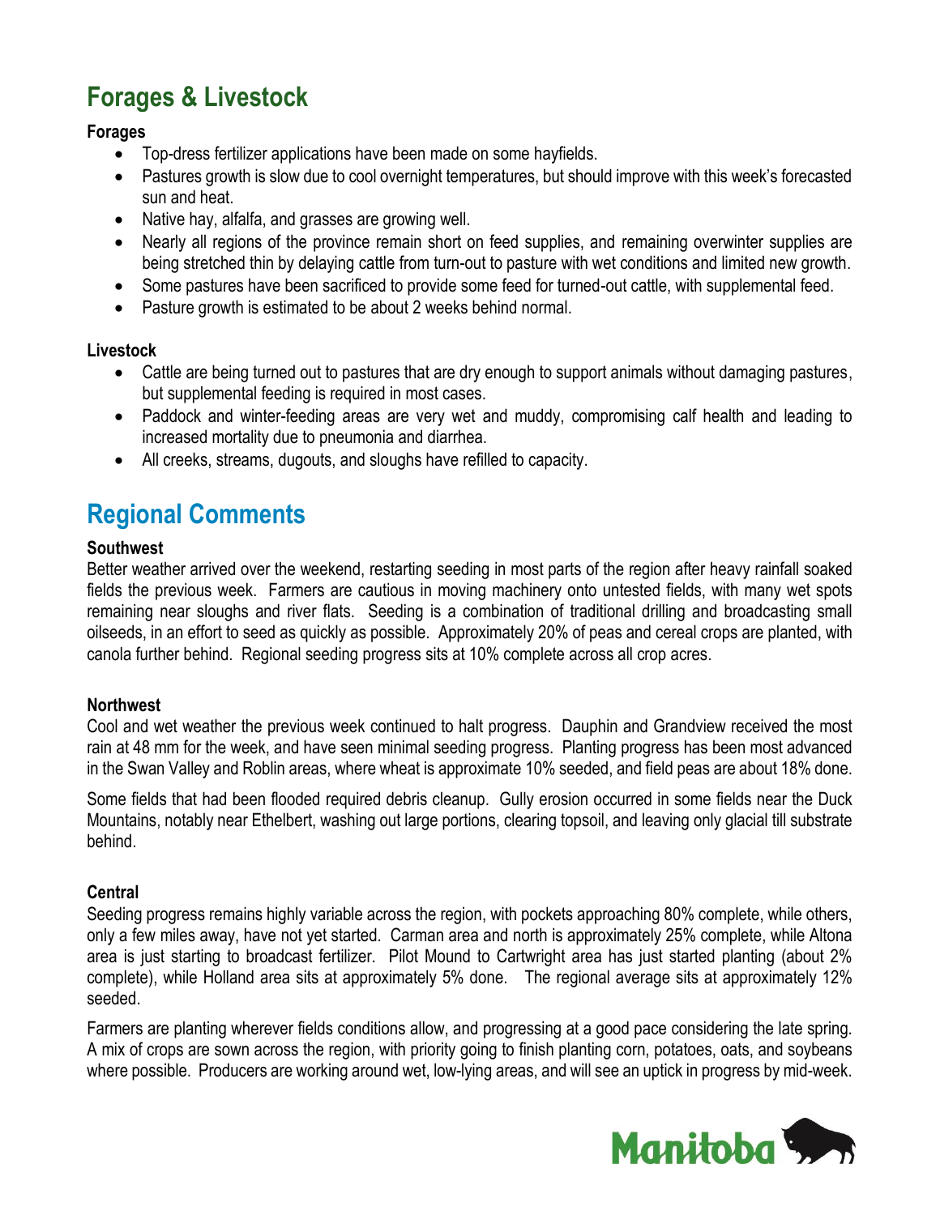## Forages & Livestock

### Forages

- Top-dress fertilizer applications have been made on some hayfields.
- Pastures growth is slow due to cool overnight temperatures, but should improve with this week's forecasted sun and heat.
- Native hay, alfalfa, and grasses are growing well.
- Nearly all regions of the province remain short on feed supplies, and remaining overwinter supplies are being stretched thin by delaying cattle from turn-out to pasture with wet conditions and limited new growth.
- Some pastures have been sacrificed to provide some feed for turned-out cattle, with supplemental feed.
- Pasture growth is estimated to be about 2 weeks behind normal.

### Livestock

- Cattle are being turned out to pastures that are dry enough to support animals without damaging pastures, but supplemental feeding is required in most cases.
- Paddock and winter-feeding areas are very wet and muddy, compromising calf health and leading to increased mortality due to pneumonia and diarrhea.
- All creeks, streams, dugouts, and sloughs have refilled to capacity.

## Regional Comments

### Southwest

Better weather arrived over the weekend, restarting seeding in most parts of the region after heavy rainfall soaked fields the previous week. Farmers are cautious in moving machinery onto untested fields, with many wet spots remaining near sloughs and river flats. Seeding is a combination of traditional drilling and broadcasting small oilseeds, in an effort to seed as quickly as possible. Approximately 20% of peas and cereal crops are planted, with canola further behind. Regional seeding progress sits at 10% complete across all crop acres.

### Northwest

Cool and wet weather the previous week continued to halt progress. Dauphin and Grandview received the most rain at 48 mm for the week, and have seen minimal seeding progress. Planting progress has been most advanced in the Swan Valley and Roblin areas, where wheat is approximate 10% seeded, and field peas are about 18% done.

Some fields that had been flooded required debris cleanup. Gully erosion occurred in some fields near the Duck Mountains, notably near Ethelbert, washing out large portions, clearing topsoil, and leaving only glacial till substrate behind.

### Central

Seeding progress remains highly variable across the region, with pockets approaching 80% complete, while others, only a few miles away, have not yet started. Carman area and north is approximately 25% complete, while Altona area is just starting to broadcast fertilizer. Pilot Mound to Cartwright area has just started planting (about 2% complete), while Holland area sits at approximately 5% done. The regional average sits at approximately 12% seeded.

Farmers are planting wherever fields conditions allow, and progressing at a good pace considering the late spring. A mix of crops are sown across the region, with priority going to finish planting corn, potatoes, oats, and soybeans where possible. Producers are working around wet, low-lying areas, and will see an uptick in progress by mid-week.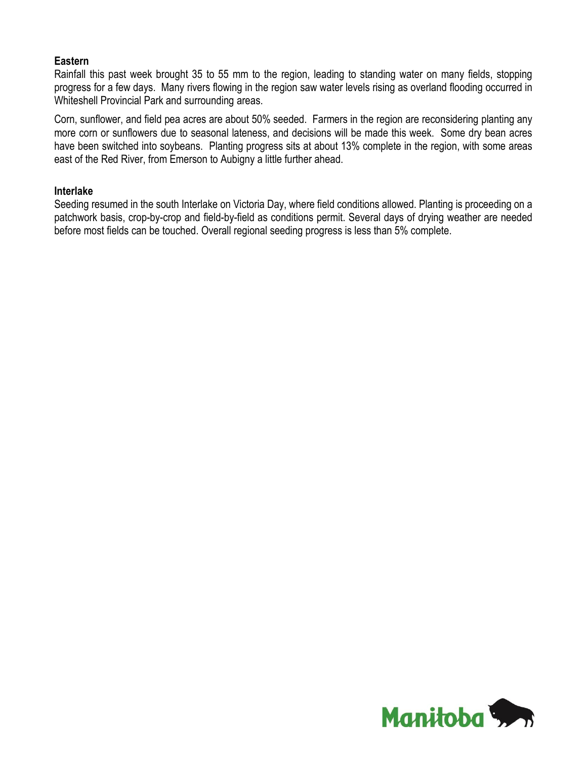**Eastern**

Rainfall this past week brought 35 to 55 mm to the region, leading to standing water on many fields, stopping progress for a few days. Many rivers flowing in the region saw water levels rising as overland flooding occurred in Whiteshell Provincial Park and surrounding areas.

Corn, sunflower, and field pea acres are about 50% seeded. Farmers in the region are reconsidering planting any more corn or sunflowers due to seasonal lateness, and decisions will be made this week. Some dry bean acres have been switched into soybeans. Planting progress sits at about 13% complete in the region, with some areas east of the Red River, from Emerson to Aubigny a little further ahead.

**Interlake**

Seeding resumed in the south Interlake on Victoria Day, where field conditions allowed. Planting is proceeding on a patchwork basis, crop-by-crop and field-by-field as conditions permit. Several days of drying weather are needed before most fields can be touched. Overall regional seeding progress is less than 5% complete.